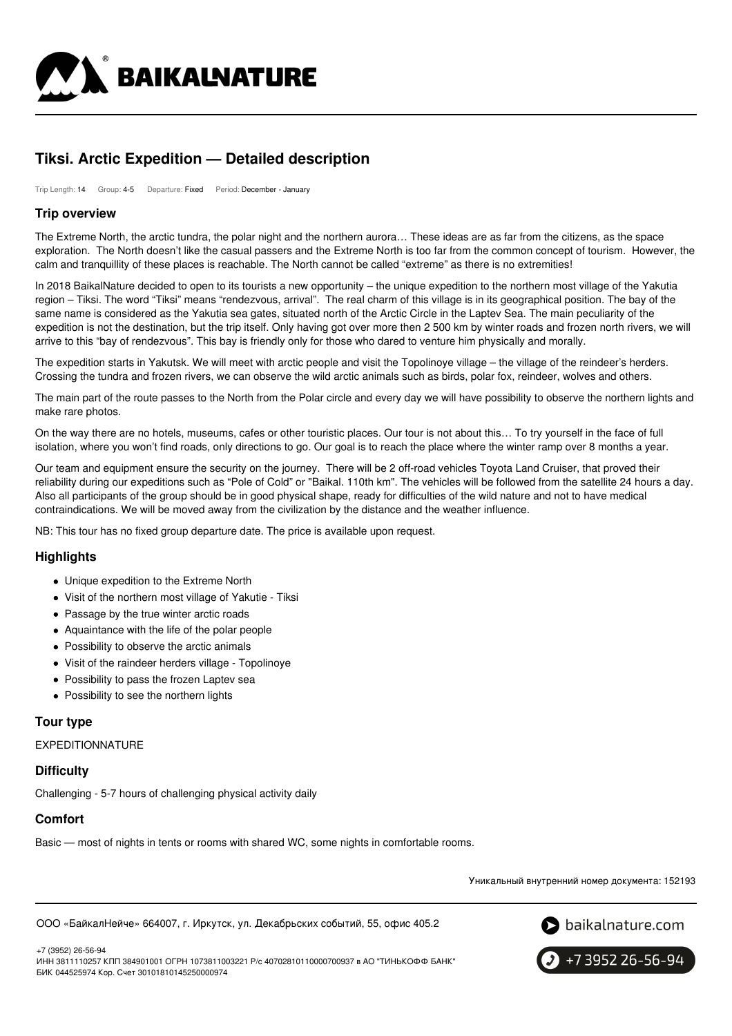# Tiksi. Arctic Expedition — Detailed description

Trip Length: 14 Group: 4-5 Departure: Fixed Period: December - January

## Trip overview

The Extreme North, the arctic tundra, the polar night and the northern aurora… These ideas are as far from the citizens, as the space exploration. The North doesn't like the casual passers and the Extreme North is too far from the common concept of tourism. However, the calm and tranquillity of these places is reachable. The North cannot be called "extreme" as there is no extremities!

In 2018 BaikalNature decided to open to its tourists a new opportunity – the unique expedition to the northern most village of the Yakutia region – Tiksi. The word "Tiksi" means "rendezvous, arrival". The real charm of this village is in its geographical position. The bay of the same name is considered as the Yakutia sea gates, situated north of the Arctic Circle in the Laptev Sea. The main peculiarity of the expedition is not the destination, but the trip itself. Only having got over more then 2 500 km by winter roads and frozen north rivers, we will arrive to this "bay of rendezvous". This bay is friendly only for those who dared to venture him physically and morally.

The expedition starts in Yakutsk. We will meet with arctic people and visit the Topolinoye village – the village of the reindeer's herders. Crossing the tundra and frozen rivers, we can observe the wild arctic animals such as birds, polar fox, reindeer, wolves and others.

The main part of the route passes to the North from the Polar circle and every day we will have possibility to observe the northern lights and make rare photos.

On the way there are no hotels, museums, cafes or other touristic places. Our tour is not about this… To try yourself in the face of full isolation, where you won't find roads, only directions to go. Our goal is to reach the place where the winter ramp over 8 months a year.

Our team and equipment ensure the security on the journey. There will be 2 off-road vehicles Toyota Land Cruiser, that proved their reliability during our expeditions such as "Pole of Cold" or "Baikal. 110th km". The vehicles will be followed from the satellite 24 hours a day. Also all participants of the group should be in good physical shape, ready for difficulties of the wild nature and not to have medical contraindications. We will be moved away from the civilization by the distance and the weather influence.

NB: This tour has no fixed group departure date. The price is available upon request.

## Highlights

- Unique expedition to the Extreme North
- Visit of the northern most village of Yakutie - Tiksi
- Passage by the true winter arctic roads
- Aquaintance with the life of the polar people
- Possibility to observe the arctic animals
- Visit of the raindeer herders village - Topolinoye
- Possibility to pass the frozen Laptev sea
- Possibility to see the northern lights

## Tour type

EXPEDITIONNATURE

## Difficulty

Challenging - 5-7 hours of challenging physical activity daily

## Comfort

Basic — most of nights in tents or rooms with shared WC, some nights in comfortable rooms.

Уникальный внутренний номер документа: 152193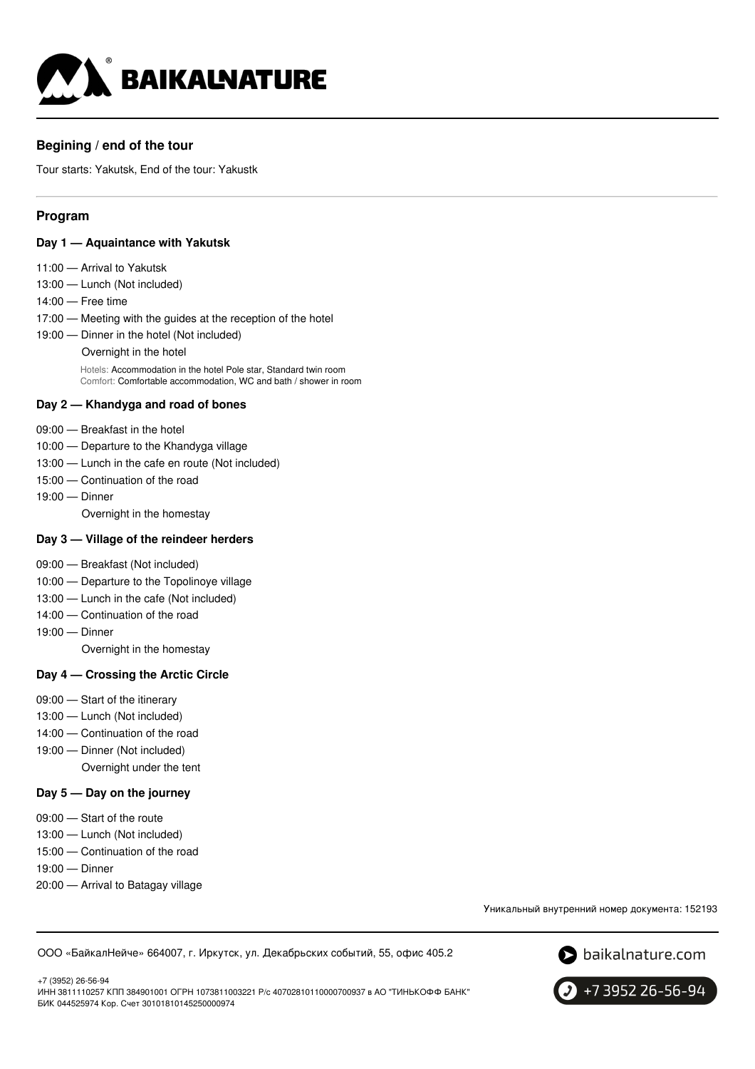## Begining / end of the tour

Tour starts: Yakutsk, End of the tour: Yakustk

## Program

### Day 1 — Aquaintance with Yakutsk

11:00 — Arrival to Yakutsk
13:00 — Lunch (Not included)
14:00 — Free time
17:00 — Meeting with the guides at the reception of the hotel
19:00 — Dinner in the hotel (Not included)
Overnight in the hotel

Hotels: Accommodation in the hotel Pole star, Standard twin room
Comfort: Comfortable accommodation, WC and bath / shower in room

### Day 2 — Khandyga and road of bones

09:00 — Breakfast in the hotel
10:00 — Departure to the Khandyga village
13:00 — Lunch in the cafe en route (Not included)
15:00 — Continuation of the road
19:00 — Dinner
Overnight in the homestay

### Day 3 — Village of the reindeer herders

09:00 — Breakfast (Not included)
10:00 — Departure to the Topolinoye village
13:00 — Lunch in the cafe (Not included)
14:00 — Continuation of the road
19:00 — Dinner
Overnight in the homestay

### Day 4 — Crossing the Arctic Circle

09:00 — Start of the itinerary
13:00 — Lunch (Not included)
14:00 — Continuation of the road
19:00 — Dinner (Not included)
Overnight under the tent

### Day 5 — Day on the journey

09:00 — Start of the route
13:00 — Lunch (Not included)
15:00 — Continuation of the road
19:00 — Dinner
20:00 — Arrival to Batagay village

Уникальный внутренний номер документа: 152193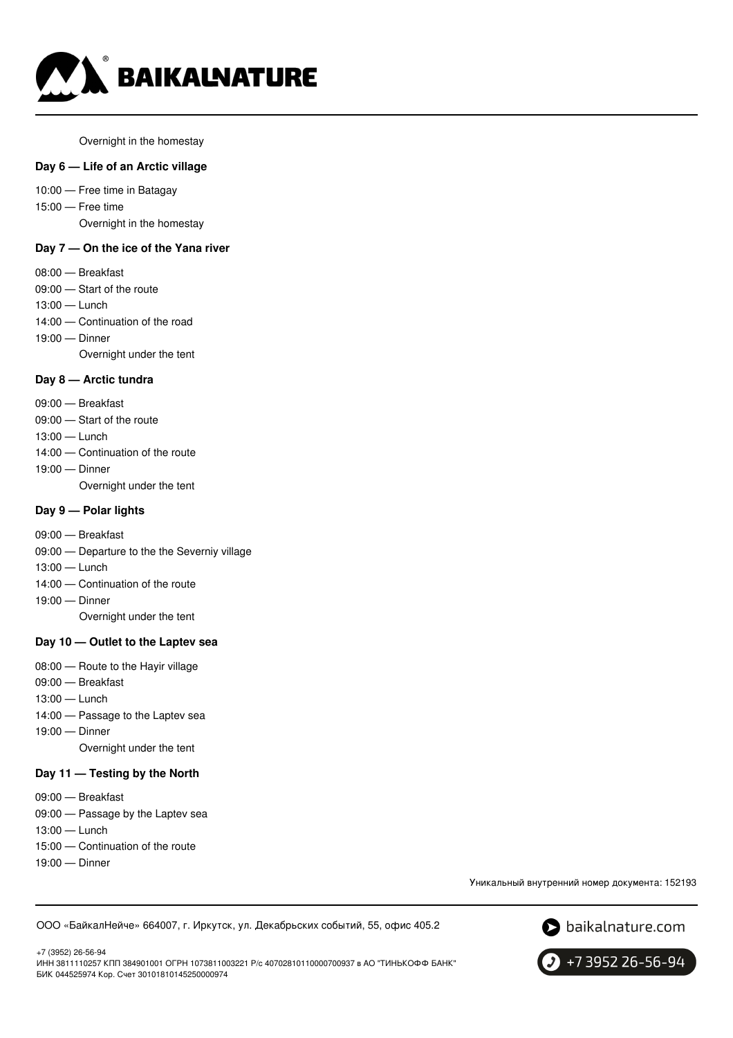Overnight in the homestay

**Day 6 — Life of an Arctic village**

10:00 — Free time in Batagay
15:00 — Free time
Overnight in the homestay

**Day 7 — On the ice of the Yana river**

08:00 — Breakfast
09:00 — Start of the route
13:00 — Lunch
14:00 — Continuation of the road
19:00 — Dinner
Overnight under the tent

**Day 8 — Arctic tundra**

09:00 — Breakfast
09:00 — Start of the route
13:00 — Lunch
14:00 — Continuation of the route
19:00 — Dinner
Overnight under the tent

**Day 9 — Polar lights**

09:00 — Breakfast
09:00 — Departure to the the Severniy village
13:00 — Lunch
14:00 — Continuation of the route
19:00 — Dinner
Overnight under the tent

**Day 10 — Outlet to the Laptev sea**

08:00 — Route to the Hayir village
09:00 — Breakfast
13:00 — Lunch
14:00 — Passage to the Laptev sea
19:00 — Dinner
Overnight under the tent

**Day 11 — Testing by the North**

09:00 — Breakfast
09:00 — Passage by the Laptev sea
13:00 — Lunch
15:00 — Continuation of the route
19:00 — Dinner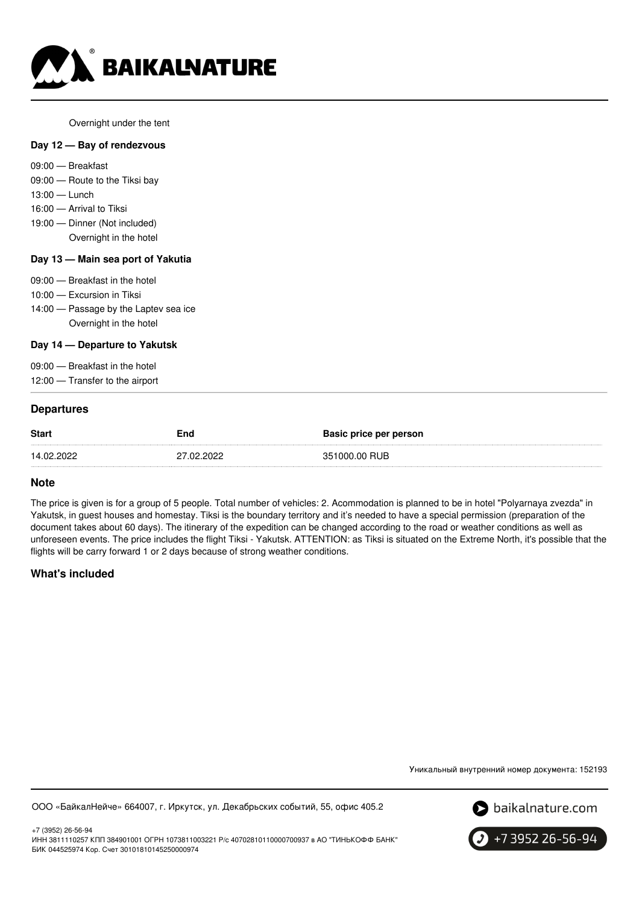Overnight under the tent

**Day 12 — Bay of rendezvous**

09:00 — Breakfast
09:00 — Route to the Tiksi bay
13:00 — Lunch
16:00 — Arrival to Tiksi
19:00 — Dinner (Not included)
Overnight in the hotel

**Day 13 — Main sea port of Yakutia**

09:00 — Breakfast in the hotel
10:00 — Excursion in Tiksi
14:00 — Passage by the Laptev sea ice
Overnight in the hotel

**Day 14 — Departure to Yakutsk**

09:00 — Breakfast in the hotel
12:00 — Transfer to the airport

## Departures

| Start | End | Basic price per person |
| --- | --- | --- |
| 14.02.2022 | 27.02.2022 | 351000.00 RUB |

## Note

The price is given is for a group of 5 people. Total number of vehicles: 2. Acommodation is planned to be in hotel "Polyarnaya zvezda" in Yakutsk, in guest houses and homestay. Tiksi is the boundary territory and it's needed to have a special permission (preparation of the document takes about 60 days). The itinerary of the expedition can be changed according to the road or weather conditions as well as unforeseen events. The price includes the flight Tiksi - Yakutsk. ATTENTION: as Tiksi is situated on the Extreme North, it's possible that the flights will be carry forward 1 or 2 days because of strong weather conditions.

## What's included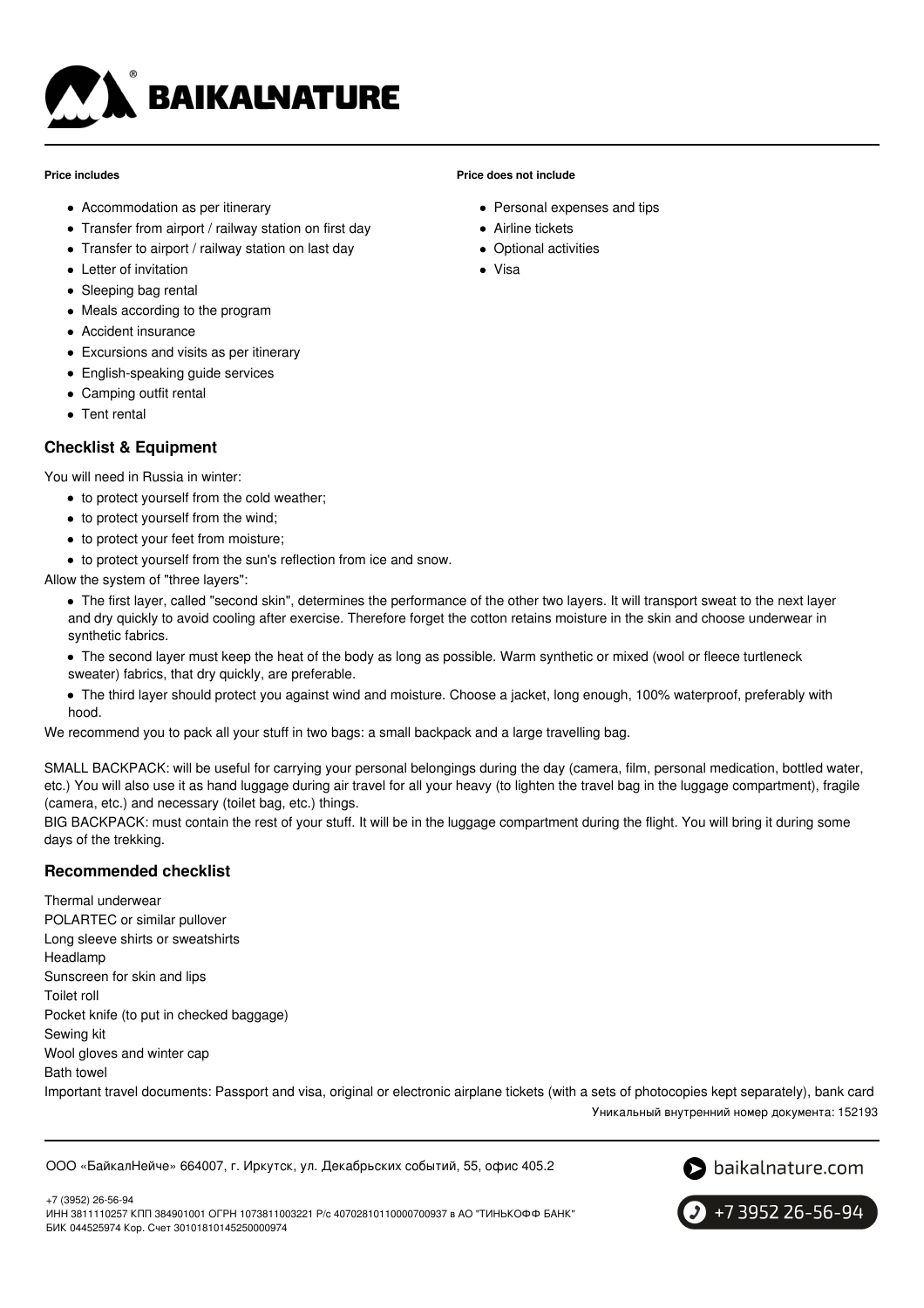**Price includes**

- Accommodation as per itinerary
- Transfer from airport / railway station on first day
- Transfer to airport / railway station on last day
- Letter of invitation
- Sleeping bag rental
- Meals according to the program
- Accident insurance
- Excursions and visits as per itinerary
- English-speaking guide services
- Camping outfit rental
- Tent rental

**Price does not include**

- Personal expenses and tips
- Airline tickets
- Optional activities
- Visa

## Checklist & Equipment

You will need in Russia in winter:

- to protect yourself from the cold weather;
- to protect yourself from the wind;
- to protect your feet from moisture;
- to protect yourself from the sun's reflection from ice and snow.

Allow the system of "three layers":

- The first layer, called "second skin", determines the performance of the other two layers. It will transport sweat to the next layer and dry quickly to avoid cooling after exercise. Therefore forget the cotton retains moisture in the skin and choose underwear in synthetic fabrics.
- The second layer must keep the heat of the body as long as possible. Warm synthetic or mixed (wool or fleece turtleneck sweater) fabrics, that dry quickly, are preferable.
- The third layer should protect you against wind and moisture. Choose a jacket, long enough, 100% waterproof, preferably with hood.

We recommend you to pack all your stuff in two bags: a small backpack and a large travelling bag.

SMALL BACKPACK: will be useful for carrying your personal belongings during the day (camera, film, personal medication, bottled water, etc.) You will also use it as hand luggage during air travel for all your heavy (to lighten the travel bag in the luggage compartment), fragile (camera, etc.) and necessary (toilet bag, etc.) things.
BIG BACKPACK: must contain the rest of your stuff. It will be in the luggage compartment during the flight. You will bring it during some days of the trekking.

## Recommended checklist

Thermal underwear
POLARTEC or similar pullover
Long sleeve shirts or sweatshirts
Headlamp
Sunscreen for skin and lips
Toilet roll
Pocket knife (to put in checked baggage)
Sewing kit
Wool gloves and winter cap
Bath towel
Important travel documents: Passport and visa, original or electronic airplane tickets (with a sets of photocopies kept separately), bank card

Уникальный внутренний номер документа: 152193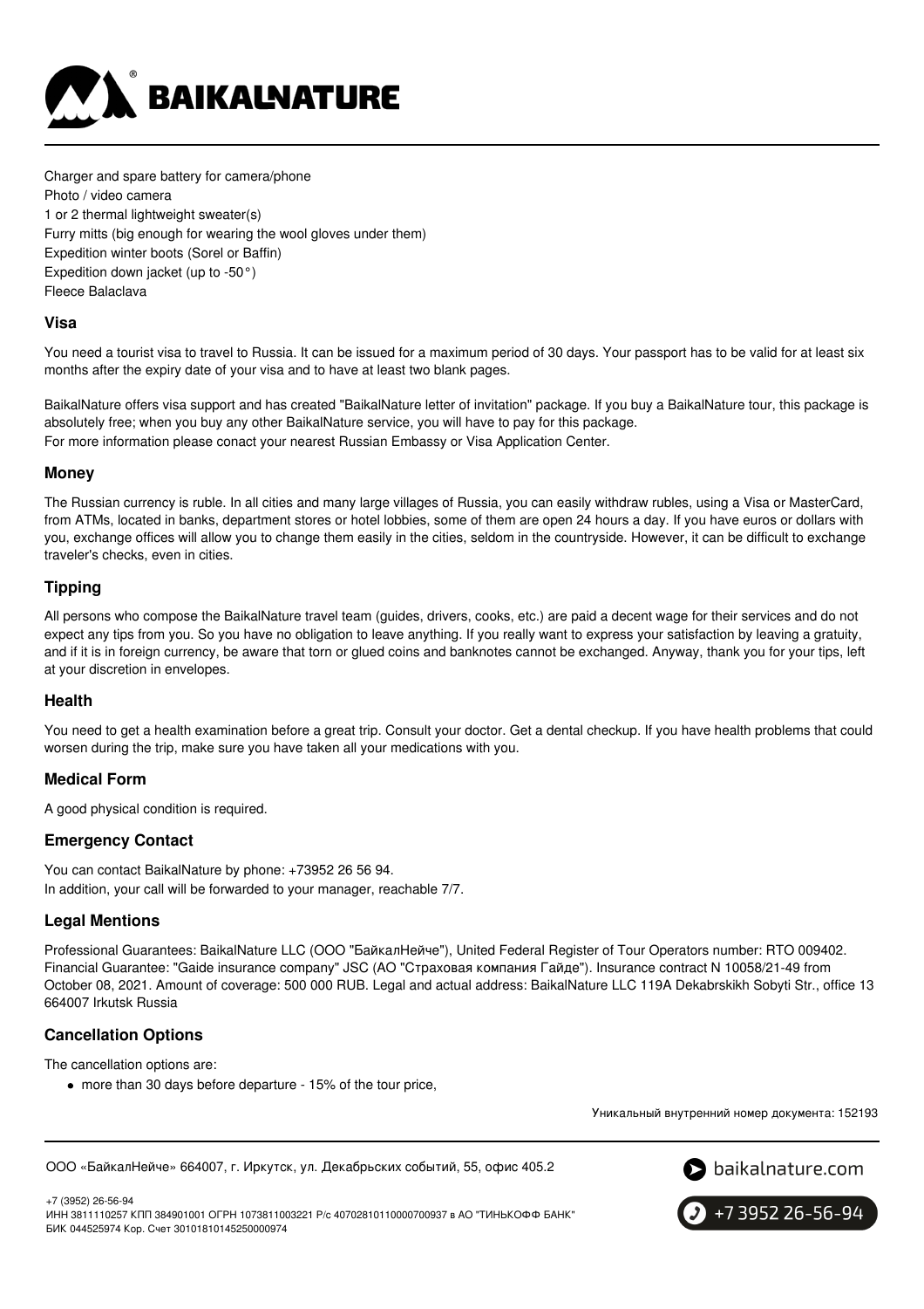Charger and spare battery for camera/phone
Photo / video camera
1 or 2 thermal lightweight sweater(s)
Furry mitts (big enough for wearing the wool gloves under them)
Expedition winter boots (Sorel or Baffin)
Expedition down jacket (up to -50°)
Fleece Balaclava

### Visa

You need a tourist visa to travel to Russia. It can be issued for a maximum period of 30 days. Your passport has to be valid for at least six months after the expiry date of your visa and to have at least two blank pages.

BaikalNature offers visa support and has created "BaikalNature letter of invitation" package. If you buy a BaikalNature tour, this package is absolutely free; when you buy any other BaikalNature service, you will have to pay for this package.
For more information please conact your nearest Russian Embassy or Visa Application Center.

### Money

The Russian currency is ruble. In all cities and many large villages of Russia, you can easily withdraw rubles, using a Visa or MasterCard, from ATMs, located in banks, department stores or hotel lobbies, some of them are open 24 hours a day. If you have euros or dollars with you, exchange offices will allow you to change them easily in the cities, seldom in the countryside. However, it can be difficult to exchange traveler's checks, even in cities.

### Tipping

All persons who compose the BaikalNature travel team (guides, drivers, cooks, etc.) are paid a decent wage for their services and do not expect any tips from you. So you have no obligation to leave anything. If you really want to express your satisfaction by leaving a gratuity, and if it is in foreign currency, be aware that torn or glued coins and banknotes cannot be exchanged. Anyway, thank you for your tips, left at your discretion in envelopes.

### Health

You need to get a health examination before a great trip. Consult your doctor. Get a dental checkup. If you have health problems that could worsen during the trip, make sure you have taken all your medications with you.

### Medical Form

A good physical condition is required.

### Emergency Contact

You can contact BaikalNature by phone: +73952 26 56 94.
In addition, your call will be forwarded to your manager, reachable 7/7.

### Legal Mentions

Professional Guarantees: BaikalNature LLC (ООО "БайкалНейче"), United Federal Register of Tour Operators number: RTO 009402. Financial Guarantee: "Gaide insurance company" JSC (АО "Страховая компания Гайде"). Insurance contract N 10058/21-49 from October 08, 2021. Amount of coverage: 500 000 RUB. Legal and actual address: BaikalNature LLC 119A Dekabrskikh Sobyti Str., office 13 664007 Irkutsk Russia

### Cancellation Options

The cancellation options are:

- more than 30 days before departure - 15% of the tour price,

Уникальный внутренний номер документа: 152193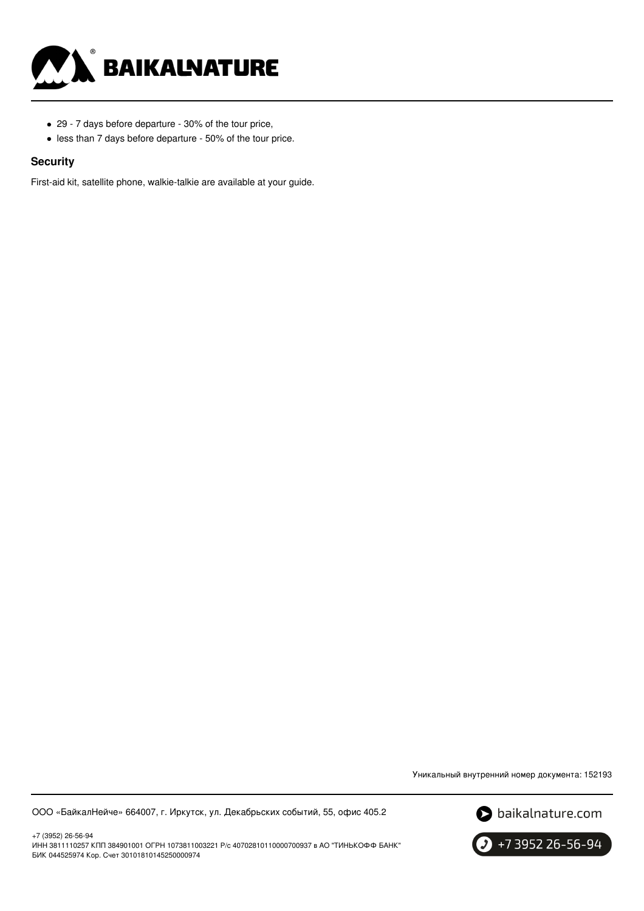- 29 - 7 days before departure - 30% of the tour price,
- less than 7 days before departure - 50% of the tour price.

### Security

First-aid kit, satellite phone, walkie-talkie are available at your guide.